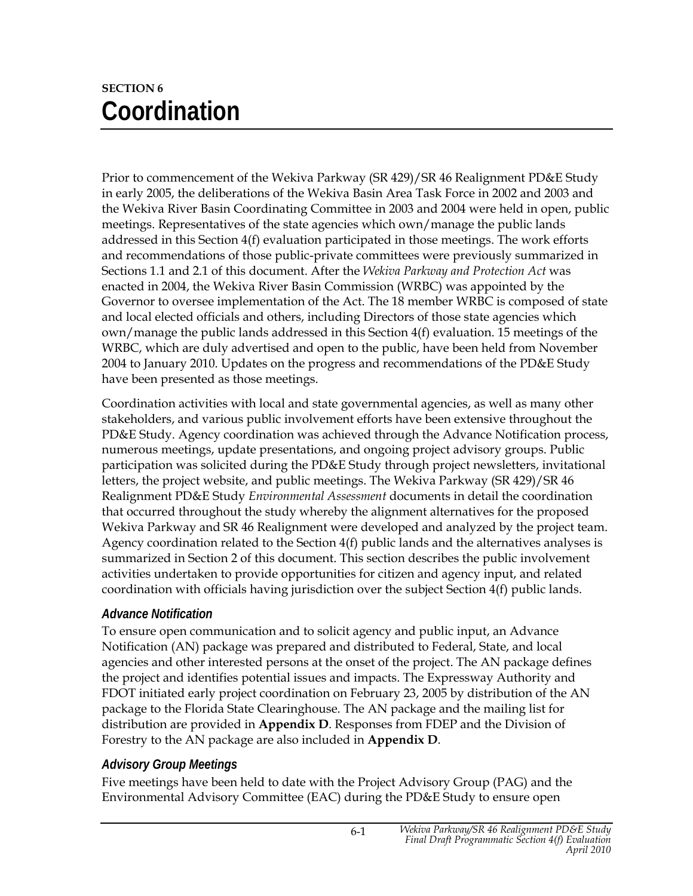# SECTION 6
# Coordination

Prior to commencement of the Wekiva Parkway (SR 429)/SR 46 Realignment PD&E Study in early 2005, the deliberations of the Wekiva Basin Area Task Force in 2002 and 2003 and the Wekiva River Basin Coordinating Committee in 2003 and 2004 were held in open, public meetings. Representatives of the state agencies which own/manage the public lands addressed in this Section 4(f) evaluation participated in those meetings. The work efforts and recommendations of those public-private committees were previously summarized in Sections 1.1 and 2.1 of this document. After the *Wekiva Parkway and Protection Act* was enacted in 2004, the Wekiva River Basin Commission (WRBC) was appointed by the Governor to oversee implementation of the Act. The 18 member WRBC is composed of state and local elected officials and others, including Directors of those state agencies which own/manage the public lands addressed in this Section 4(f) evaluation. 15 meetings of the WRBC, which are duly advertised and open to the public, have been held from November 2004 to January 2010. Updates on the progress and recommendations of the PD&E Study have been presented as those meetings.

Coordination activities with local and state governmental agencies, as well as many other stakeholders, and various public involvement efforts have been extensive throughout the PD&E Study. Agency coordination was achieved through the Advance Notification process, numerous meetings, update presentations, and ongoing project advisory groups. Public participation was solicited during the PD&E Study through project newsletters, invitational letters, the project website, and public meetings. The Wekiva Parkway (SR 429)/SR 46 Realignment PD&E Study *Environmental Assessment* documents in detail the coordination that occurred throughout the study whereby the alignment alternatives for the proposed Wekiva Parkway and SR 46 Realignment were developed and analyzed by the project team. Agency coordination related to the Section 4(f) public lands and the alternatives analyses is summarized in Section 2 of this document. This section describes the public involvement activities undertaken to provide opportunities for citizen and agency input, and related coordination with officials having jurisdiction over the subject Section 4(f) public lands.

### *Advance Notification*

To ensure open communication and to solicit agency and public input, an Advance Notification (AN) package was prepared and distributed to Federal, State, and local agencies and other interested persons at the onset of the project. The AN package defines the project and identifies potential issues and impacts. The Expressway Authority and FDOT initiated early project coordination on February 23, 2005 by distribution of the AN package to the Florida State Clearinghouse. The AN package and the mailing list for distribution are provided in **Appendix D**. Responses from FDEP and the Division of Forestry to the AN package are also included in **Appendix D**.

### *Advisory Group Meetings*

Five meetings have been held to date with the Project Advisory Group (PAG) and the Environmental Advisory Committee (EAC) during the PD&E Study to ensure open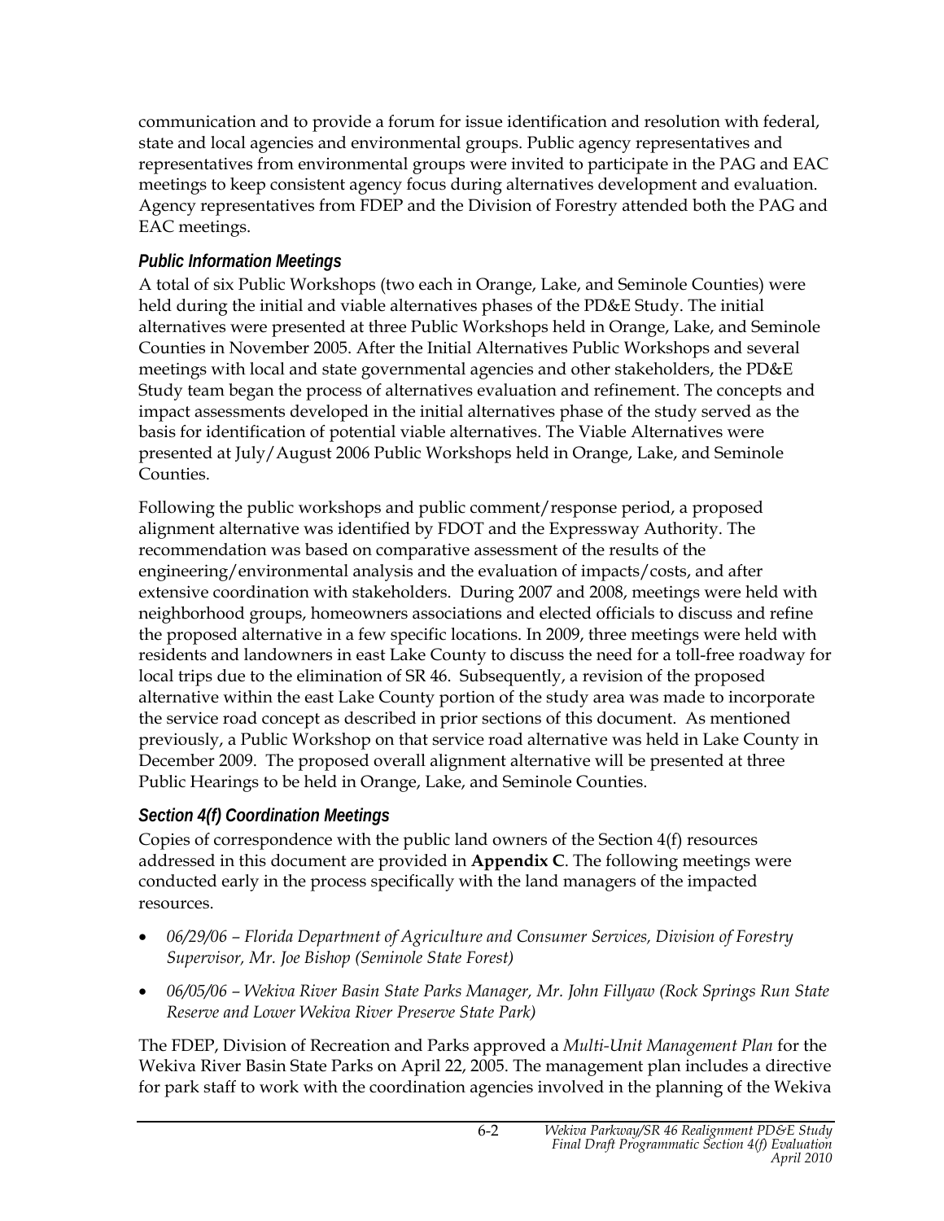communication and to provide a forum for issue identification and resolution with federal, state and local agencies and environmental groups. Public agency representatives and representatives from environmental groups were invited to participate in the PAG and EAC meetings to keep consistent agency focus during alternatives development and evaluation. Agency representatives from FDEP and the Division of Forestry attended both the PAG and EAC meetings.

### *Public Information Meetings*

A total of six Public Workshops (two each in Orange, Lake, and Seminole Counties) were held during the initial and viable alternatives phases of the PD&E Study. The initial alternatives were presented at three Public Workshops held in Orange, Lake, and Seminole Counties in November 2005. After the Initial Alternatives Public Workshops and several meetings with local and state governmental agencies and other stakeholders, the PD&E Study team began the process of alternatives evaluation and refinement. The concepts and impact assessments developed in the initial alternatives phase of the study served as the basis for identification of potential viable alternatives. The Viable Alternatives were presented at July/August 2006 Public Workshops held in Orange, Lake, and Seminole Counties.

Following the public workshops and public comment/response period, a proposed alignment alternative was identified by FDOT and the Expressway Authority. The recommendation was based on comparative assessment of the results of the engineering/environmental analysis and the evaluation of impacts/costs, and after extensive coordination with stakeholders. During 2007 and 2008, meetings were held with neighborhood groups, homeowners associations and elected officials to discuss and refine the proposed alternative in a few specific locations. In 2009, three meetings were held with residents and landowners in east Lake County to discuss the need for a toll-free roadway for local trips due to the elimination of SR 46. Subsequently, a revision of the proposed alternative within the east Lake County portion of the study area was made to incorporate the service road concept as described in prior sections of this document. As mentioned previously, a Public Workshop on that service road alternative was held in Lake County in December 2009. The proposed overall alignment alternative will be presented at three Public Hearings to be held in Orange, Lake, and Seminole Counties.

### *Section 4(f) Coordination Meetings*

Copies of correspondence with the public land owners of the Section 4(f) resources addressed in this document are provided in **Appendix C**. The following meetings were conducted early in the process specifically with the land managers of the impacted resources.

- *06/29/06 – Florida Department of Agriculture and Consumer Services, Division of Forestry Supervisor, Mr. Joe Bishop (Seminole State Forest)*
- *06/05/06 – Wekiva River Basin State Parks Manager, Mr. John Fillyaw (Rock Springs Run State Reserve and Lower Wekiva River Preserve State Park)*

The FDEP, Division of Recreation and Parks approved a *Multi-Unit Management Plan* for the Wekiva River Basin State Parks on April 22, 2005. The management plan includes a directive for park staff to work with the coordination agencies involved in the planning of the Wekiva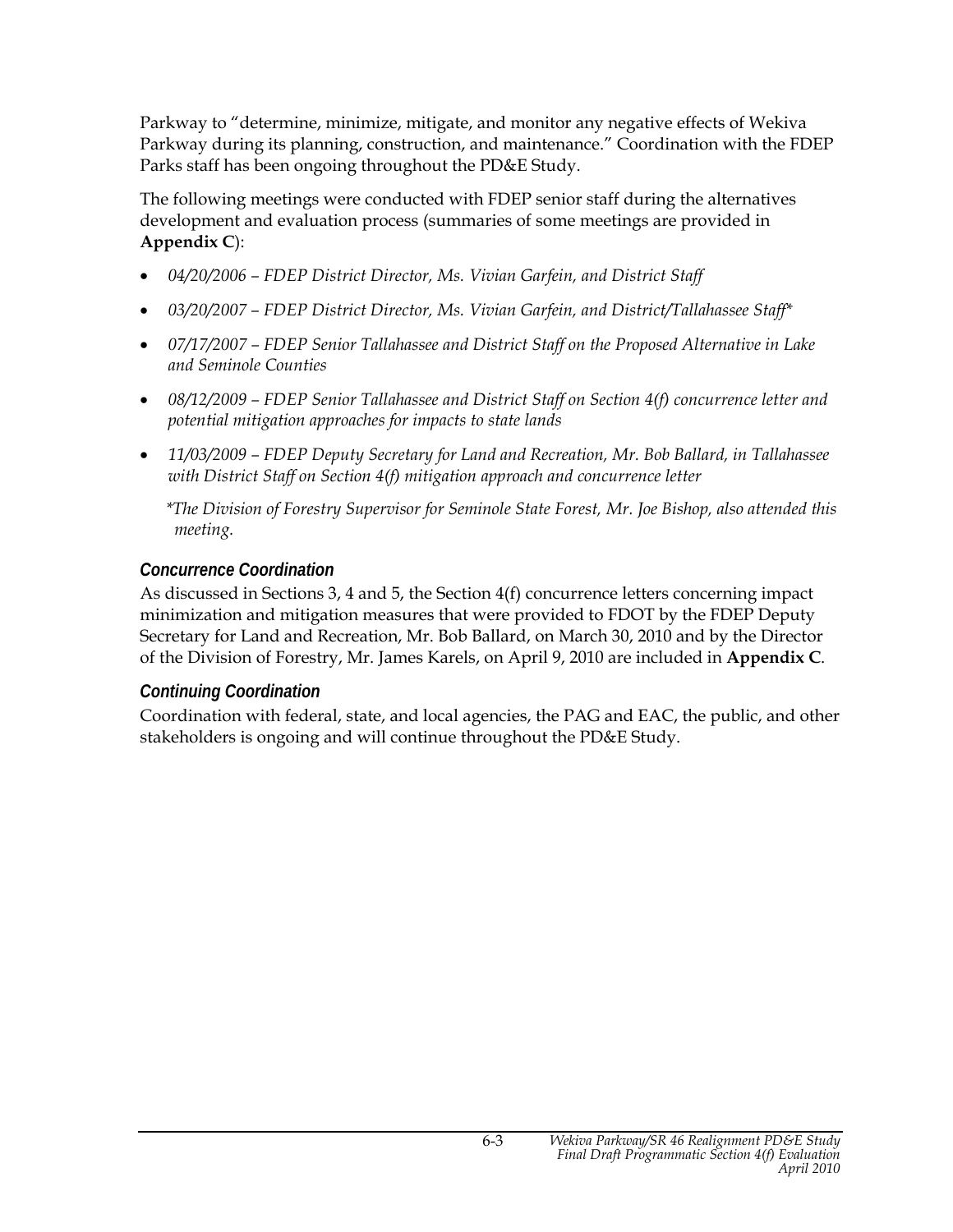Parkway to "determine, minimize, mitigate, and monitor any negative effects of Wekiva Parkway during its planning, construction, and maintenance." Coordination with the FDEP Parks staff has been ongoing throughout the PD&E Study.

The following meetings were conducted with FDEP senior staff during the alternatives development and evaluation process (summaries of some meetings are provided in **Appendix C**):

- *04/20/2006 – FDEP District Director, Ms. Vivian Garfein, and District Staff*
- *03/20/2007 – FDEP District Director, Ms. Vivian Garfein, and District/Tallahassee Staff**
- *07/17/2007 – FDEP Senior Tallahassee and District Staff on the Proposed Alternative in Lake and Seminole Counties*
- *08/12/2009 – FDEP Senior Tallahassee and District Staff on Section 4(f) concurrence letter and potential mitigation approaches for impacts to state lands*
- *11/03/2009 – FDEP Deputy Secretary for Land and Recreation, Mr. Bob Ballard, in Tallahassee with District Staff on Section 4(f) mitigation approach and concurrence letter*

*\*The Division of Forestry Supervisor for Seminole State Forest, Mr. Joe Bishop, also attended this meeting.*

### *Concurrence Coordination*

As discussed in Sections 3, 4 and 5, the Section 4(f) concurrence letters concerning impact minimization and mitigation measures that were provided to FDOT by the FDEP Deputy Secretary for Land and Recreation, Mr. Bob Ballard, on March 30, 2010 and by the Director of the Division of Forestry, Mr. James Karels, on April 9, 2010 are included in **Appendix C**.

### *Continuing Coordination*

Coordination with federal, state, and local agencies, the PAG and EAC, the public, and other stakeholders is ongoing and will continue throughout the PD&E Study.